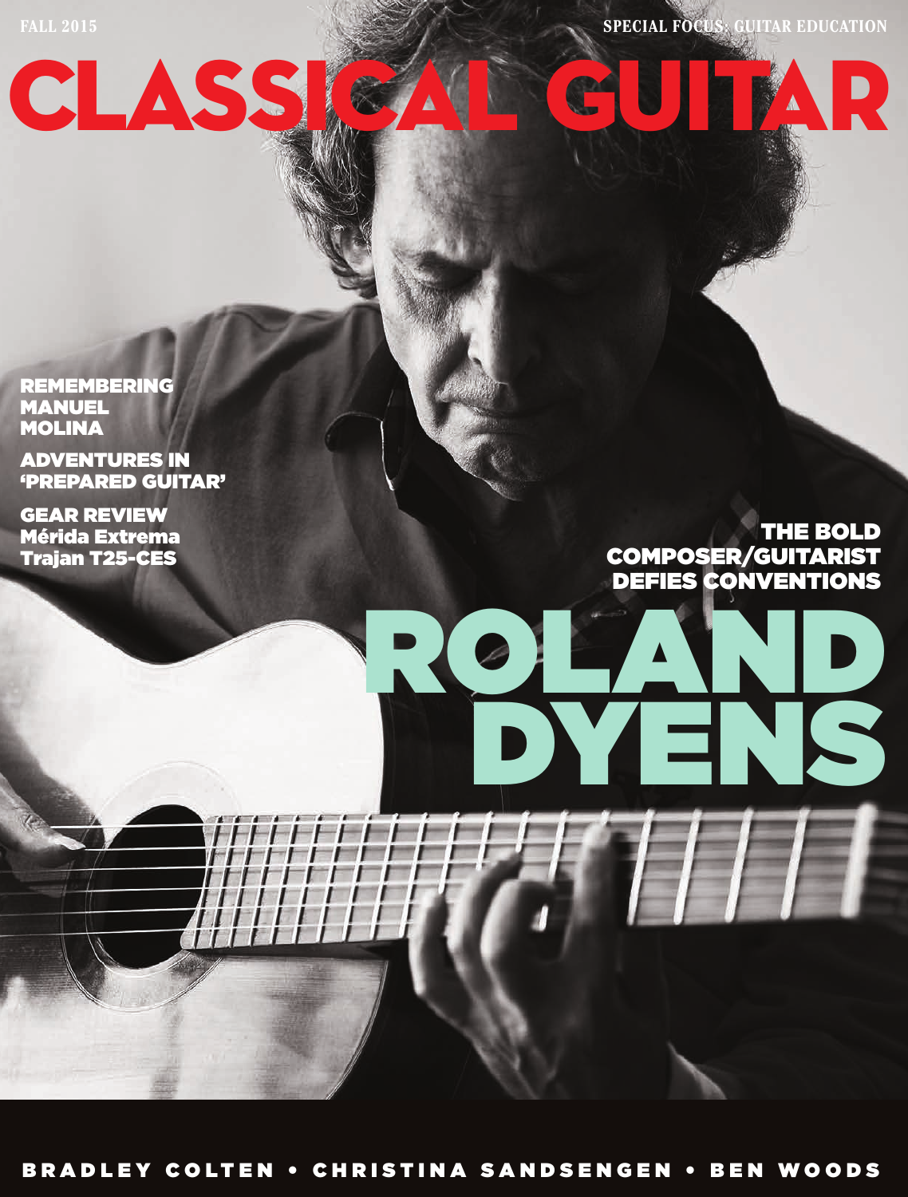FALL 2015

SPECIAL FOCUS: GUITAR EDUCATION

# CLASSICAL GUITAR

REMEMBERING MANUEL MOLINA

ADVENTURES IN 'PREPARED GUITAR'

GEAR REVIEW
Mérida Extrema
Trajan T25-CES

THE BOLD COMPOSER/GUITARIST DEFIES CONVENTIONS

## ROLAND DYENS

BRADLEY COLTEN • CHRISTINA SANDSENGEN • BEN WOODS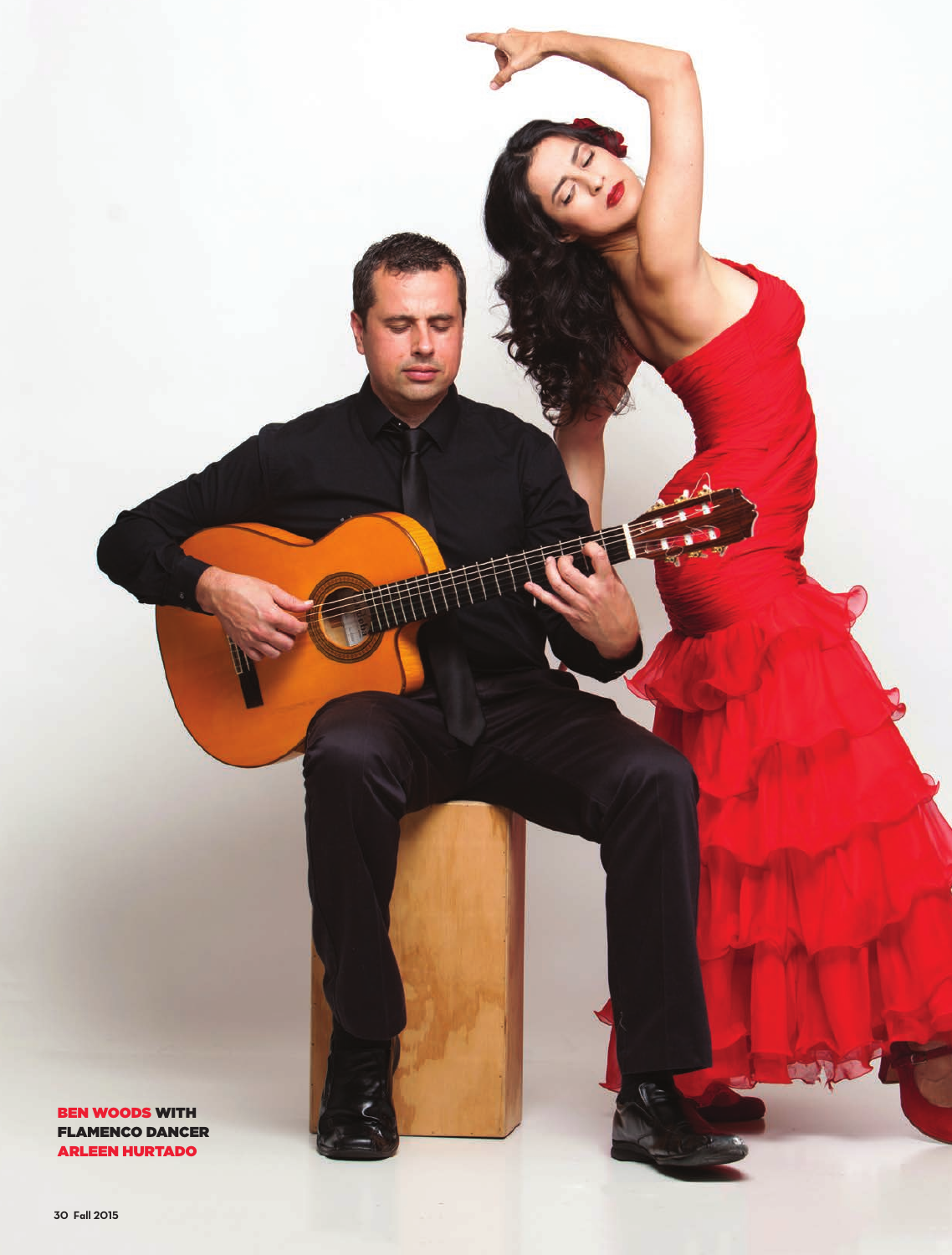BEN WOODS WITH FLAMENCO DANCER ARLEEN HURTADO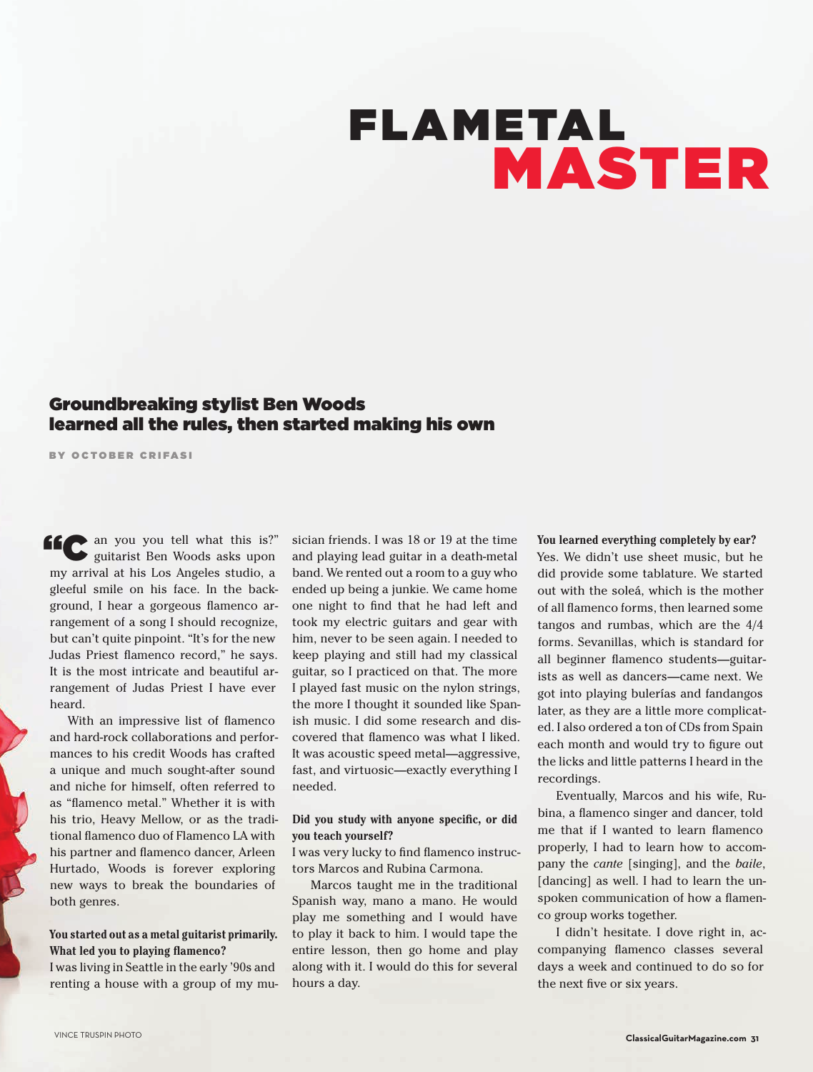# FLAMETAL MASTER

## Groundbreaking stylist Ben Woods learned all the rules, then started making his own

BY OCTOBER CRIFASI

"Can you you tell what this is?" guitarist Ben Woods asks upon my arrival at his Los Angeles studio, a gleeful smile on his face. In the background, I hear a gorgeous flamenco arrangement of a song I should recognize, but can't quite pinpoint. "It's for the new Judas Priest flamenco record," he says. It is the most intricate and beautiful arrangement of Judas Priest I have ever heard.

With an impressive list of flamenco and hard-rock collaborations and performances to his credit Woods has crafted a unique and much sought-after sound and niche for himself, often referred to as "flamenco metal." Whether it is with his trio, Heavy Mellow, or as the traditional flamenco duo of Flamenco LA with his partner and flamenco dancer, Arleen Hurtado, Woods is forever exploring new ways to break the boundaries of both genres.

**You started out as a metal guitarist primarily. What led you to playing flamenco?**

I was living in Seattle in the early '90s and renting a house with a group of my musician friends. I was 18 or 19 at the time and playing lead guitar in a death-metal band. We rented out a room to a guy who ended up being a junkie. We came home one night to find that he had left and took my electric guitars and gear with him, never to be seen again. I needed to keep playing and still had my classical guitar, so I practiced on that. The more I played fast music on the nylon strings, the more I thought it sounded like Spanish music. I did some research and discovered that flamenco was what I liked. It was acoustic speed metal—aggressive, fast, and virtuosic—exactly everything I needed.

**Did you study with anyone specific, or did you teach yourself?**

I was very lucky to find flamenco instructors Marcos and Rubina Carmona.

Marcos taught me in the traditional Spanish way, mano a mano. He would play me something and I would have to play it back to him. I would tape the entire lesson, then go home and play along with it. I would do this for several hours a day.

**You learned everything completely by ear?**

Yes. We didn't use sheet music, but he did provide some tablature. We started out with the soleá, which is the mother of all flamenco forms, then learned some tangos and rumbas, which are the 4/4 forms. Sevanillas, which is standard for all beginner flamenco students—guitarists as well as dancers—came next. We got into playing bulerías and fandangos later, as they are a little more complicated. I also ordered a ton of CDs from Spain each month and would try to figure out the licks and little patterns I heard in the recordings.

Eventually, Marcos and his wife, Rubina, a flamenco singer and dancer, told me that if I wanted to learn flamenco properly, I had to learn how to accompany the *cante* [singing], and the *baile*, [dancing] as well. I had to learn the unspoken communication of how a flamenco group works together.

I didn't hesitate. I dove right in, accompanying flamenco classes several days a week and continued to do so for the next five or six years.

VINCE TRUSPIN PHOTO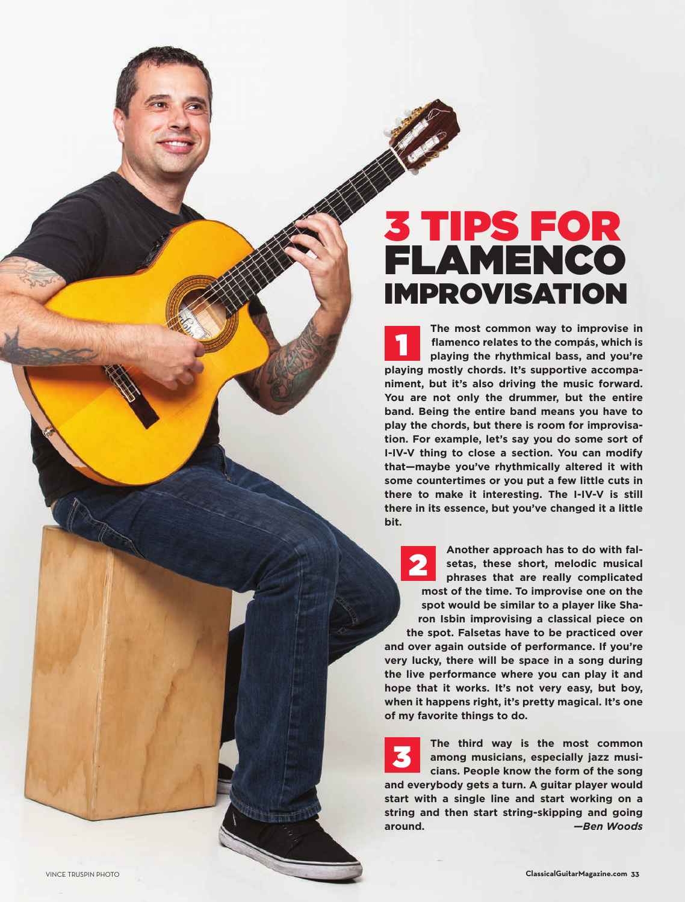# 3 TIPS FOR FLAMENCO IMPROVISATION

**1** **The most common way to improvise in flamenco relates to the compás, which is playing the rhythmical bass, and you're playing mostly chords. It's supportive accompaniment, but it's also driving the music forward. You are not only the drummer, but the entire band. Being the entire band means you have to play the chords, but there is room for improvisation. For example, let's say you do some sort of I-IV-V thing to close a section. You can modify that—maybe you've rhythmically altered it with some countertimes or you put a few little cuts in there to make it interesting. The I-IV-V is still there in its essence, but you've changed it a little bit.**

**2** **Another approach has to do with falsetas, these short, melodic musical phrases that are really complicated most of the time. To improvise one on the spot would be similar to a player like Sharon Isbin improvising a classical piece on the spot. Falsetas have to be practiced over and over again outside of performance. If you're very lucky, there will be space in a song during the live performance where you can play it and hope that it works. It's not very easy, but boy, when it happens right, it's pretty magical. It's one of my favorite things to do.**

**3** **The third way is the most common among musicians, especially jazz musicians. People know the form of the song and everybody gets a turn. A guitar player would start with a single line and start working on a string and then start string-skipping and going around.** ***—Ben Woods***

VINCE TRUSPIN PHOTO